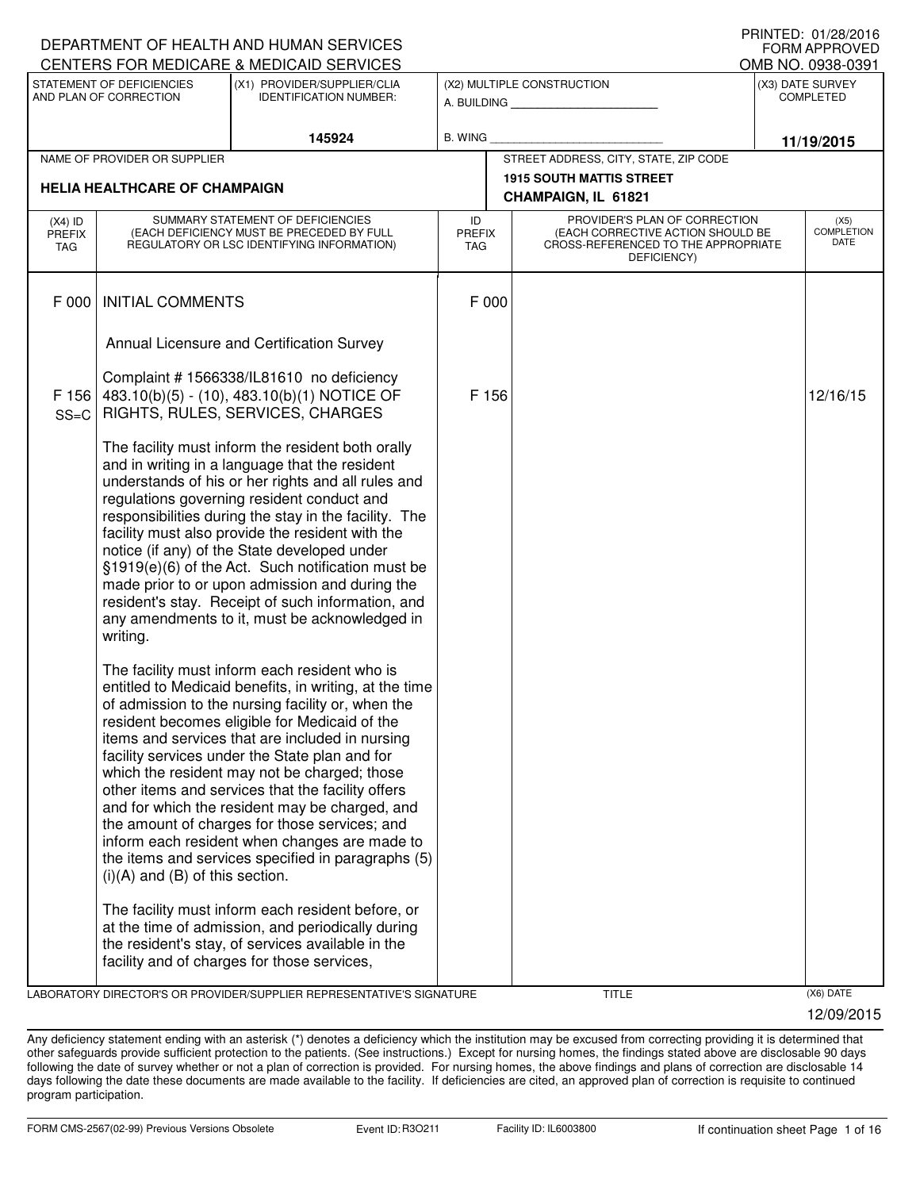DEPARTMENT OF HEALTH AND HUMAN SERVICES
CENTERS FOR MEDICARE & MEDICAID SERVICES

PRINTED: 01/28/2016
FORM APPROVED
OMB NO. 0938-0391

| STATEMENT OF DEFICIENCIES AND PLAN OF CORRECTION | (X1) PROVIDER/SUPPLIER/CLIA IDENTIFICATION NUMBER: | (X2) MULTIPLE CONSTRUCTION | (X3) DATE SURVEY COMPLETED |
|---|---|---|---|
| | 145924 | A. BUILDING ______ B. WING ______ | 11/19/2015 |

| NAME OF PROVIDER OR SUPPLIER | STREET ADDRESS, CITY, STATE, ZIP CODE |
|---|---|
| HELIA HEALTHCARE OF CHAMPAIGN | 1915 SOUTH MATTIS STREET CHAMPAIGN, IL 61821 |

| (X4) ID PREFIX TAG | SUMMARY STATEMENT OF DEFICIENCIES (EACH DEFICIENCY MUST BE PRECEDED BY FULL REGULATORY OR LSC IDENTIFYING INFORMATION) | ID PREFIX TAG | PROVIDER'S PLAN OF CORRECTION (EACH CORRECTIVE ACTION SHOULD BE CROSS-REFERENCED TO THE APPROPRIATE DEFICIENCY) | (X5) COMPLETION DATE |
|---|---|---|---|---|
| F 000 | INITIAL COMMENTS<br><br>Annual Licensure and Certification Survey<br><br>Complaint # 1566338/IL81610 no deficiency | F 000 | | |
| F 156 SS=C | 483.10(b)(5) - (10), 483.10(b)(1) NOTICE OF RIGHTS, RULES, SERVICES, CHARGES<br><br>The facility must inform the resident both orally and in writing in a language that the resident understands of his or her rights and all rules and regulations governing resident conduct and responsibilities during the stay in the facility. The facility must also provide the resident with the notice (if any) of the State developed under §1919(e)(6) of the Act. Such notification must be made prior to or upon admission and during the resident's stay. Receipt of such information, and any amendments to it, must be acknowledged in writing.<br><br>The facility must inform each resident who is entitled to Medicaid benefits, in writing, at the time of admission to the nursing facility or, when the resident becomes eligible for Medicaid of the items and services that are included in nursing facility services under the State plan and for which the resident may not be charged; those other items and services that the facility offers and for which the resident may be charged, and the amount of charges for those services; and inform each resident when changes are made to the items and services specified in paragraphs (5)(i)(A) and (B) of this section.<br><br>The facility must inform each resident before, or at the time of admission, and periodically during the resident's stay, of services available in the facility and of charges for those services, | F 156 | | 12/16/15 |

LABORATORY DIRECTOR'S OR PROVIDER/SUPPLIER REPRESENTATIVE'S SIGNATURE | TITLE | (X6) DATE 12/09/2015

Any deficiency statement ending with an asterisk (*) denotes a deficiency which the institution may be excused from correcting providing it is determined that other safeguards provide sufficient protection to the patients. (See instructions.) Except for nursing homes, the findings stated above are disclosable 90 days following the date of survey whether or not a plan of correction is provided. For nursing homes, the above findings and plans of correction are disclosable 14 days following the date these documents are made available to the facility. If deficiencies are cited, an approved plan of correction is requisite to continued program participation.

FORM CMS-2567(02-99) Previous Versions Obsolete | Event ID: R3O211 | Facility ID: IL6003800 | If continuation sheet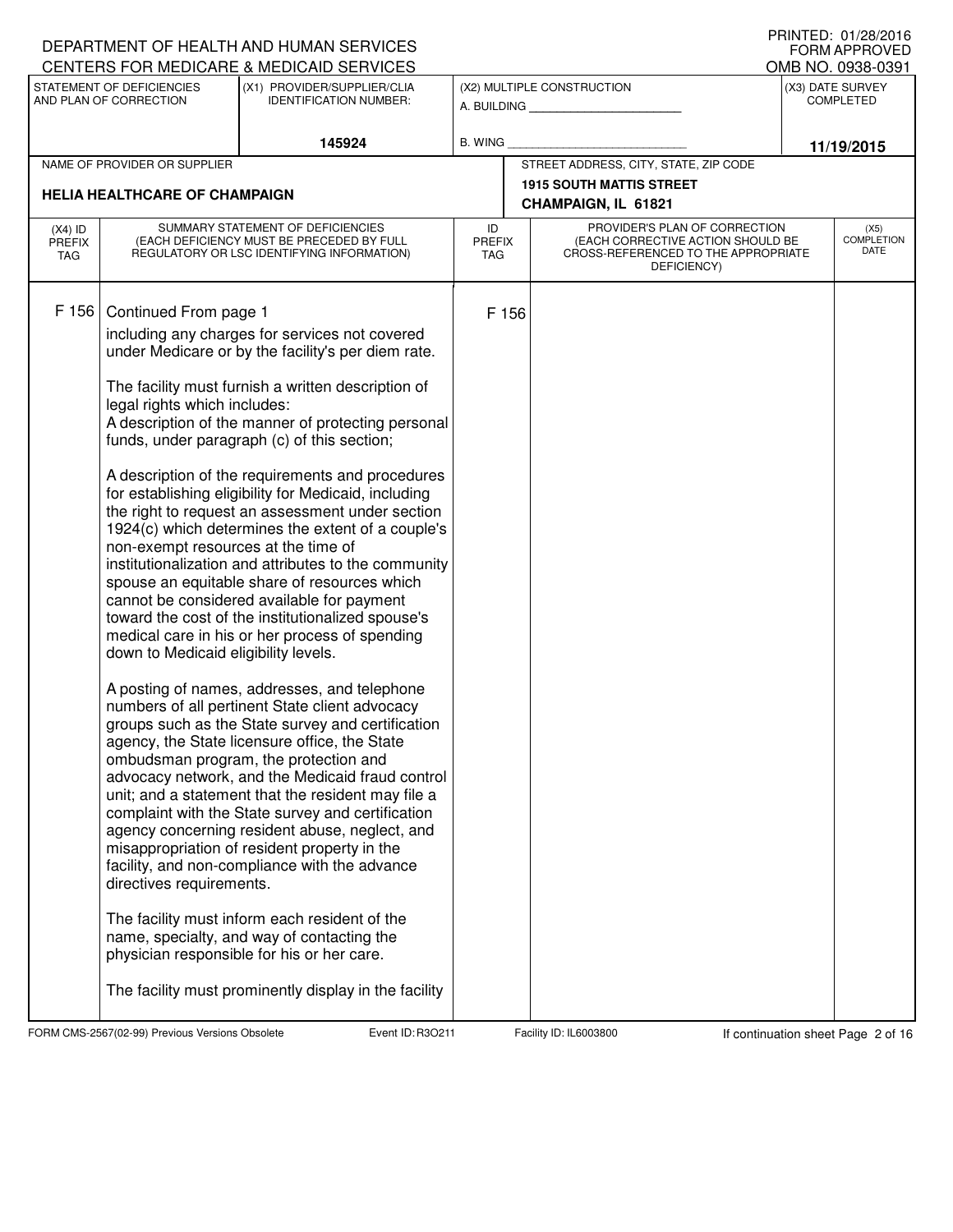DEPARTMENT OF HEALTH AND HUMAN SERVICES
CENTERS FOR MEDICARE & MEDICAID SERVICES

PRINTED: 01/28/2016
FORM APPROVED
OMB NO. 0938-0391

| STATEMENT OF DEFICIENCIES AND PLAN OF CORRECTION | (X1) PROVIDER/SUPPLIER/CLIA IDENTIFICATION NUMBER: | (X2) MULTIPLE CONSTRUCTION | (X3) DATE SURVEY COMPLETED |
|---|---|---|---|
| | 145924 | A. BUILDING ______ B. WING ______ | 11/19/2015 |

| NAME OF PROVIDER OR SUPPLIER | STREET ADDRESS, CITY, STATE, ZIP CODE |
|---|---|
| HELIA HEALTHCARE OF CHAMPAIGN | 1915 SOUTH MATTIS STREET CHAMPAIGN, IL 61821 |

| (X4) ID PREFIX TAG | SUMMARY STATEMENT OF DEFICIENCIES (EACH DEFICIENCY MUST BE PRECEDED BY FULL REGULATORY OR LSC IDENTIFYING INFORMATION) | ID PREFIX TAG | PROVIDER'S PLAN OF CORRECTION (EACH CORRECTIVE ACTION SHOULD BE CROSS-REFERENCED TO THE APPROPRIATE DEFICIENCY) | (X5) COMPLETION DATE |
|---|---|---|---|---|
| F 156 | Continued From page 1<br>including any charges for services not covered under Medicare or by the facility's per diem rate.<br><br>The facility must furnish a written description of legal rights which includes:<br>A description of the manner of protecting personal funds, under paragraph (c) of this section;<br><br>A description of the requirements and procedures for establishing eligibility for Medicaid, including the right to request an assessment under section 1924(c) which determines the extent of a couple's non-exempt resources at the time of institutionalization and attributes to the community spouse an equitable share of resources which cannot be considered available for payment toward the cost of the institutionalized spouse's medical care in his or her process of spending down to Medicaid eligibility levels.<br><br>A posting of names, addresses, and telephone numbers of all pertinent State client advocacy groups such as the State survey and certification agency, the State licensure office, the State ombudsman program, the protection and advocacy network, and the Medicaid fraud control unit; and a statement that the resident may file a complaint with the State survey and certification agency concerning resident abuse, neglect, and misappropriation of resident property in the facility, and non-compliance with the advance directives requirements.<br><br>The facility must inform each resident of the name, specialty, and way of contacting the physician responsible for his or her care.<br><br>The facility must prominently display in the facility | F 156 | | |

FORM CMS-2567(02-99) Previous Versions Obsolete Event ID: R3O211 Facility ID: IL6003800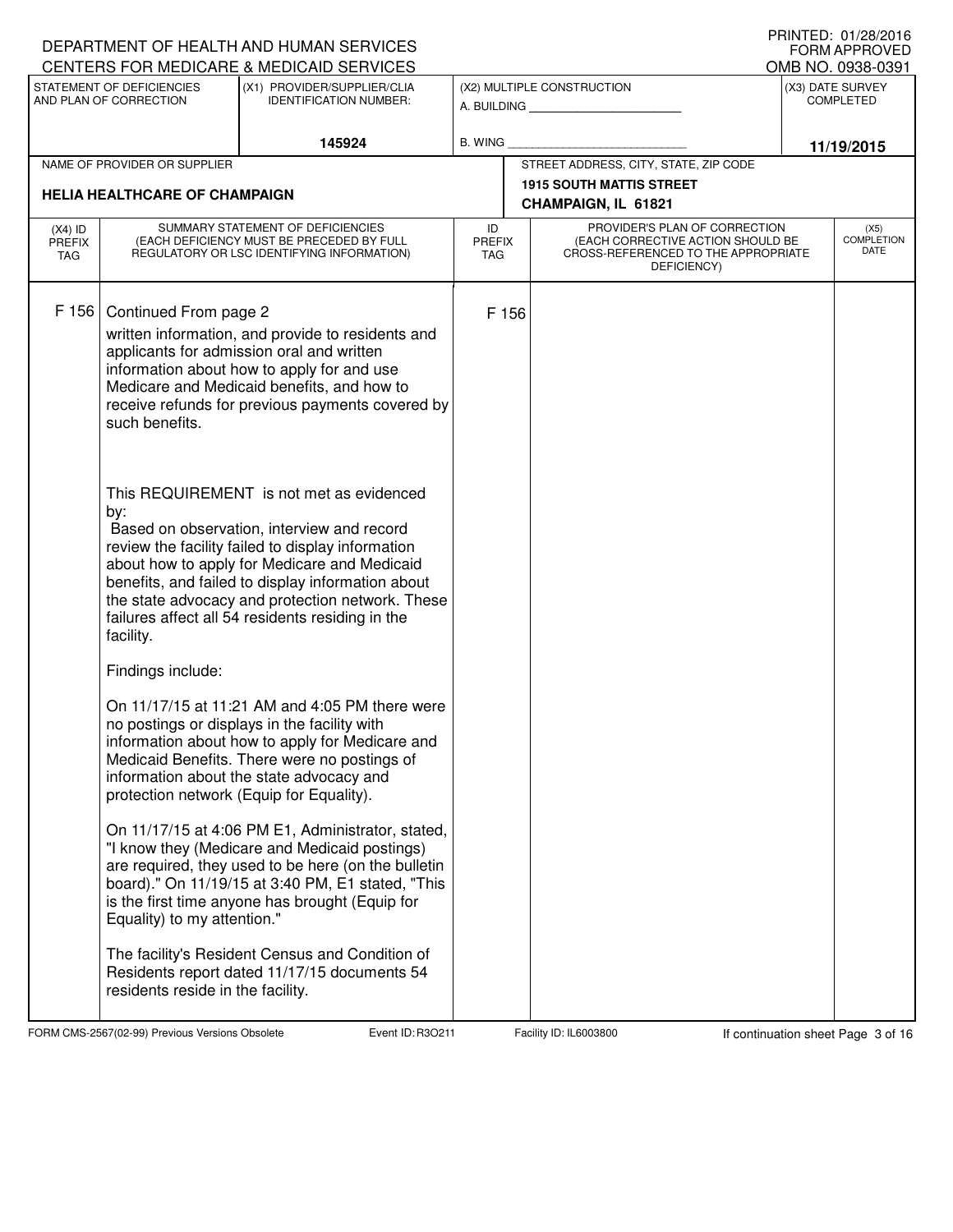DEPARTMENT OF HEALTH AND HUMAN SERVICES
CENTERS FOR MEDICARE & MEDICAID SERVICES

PRINTED: 01/28/2016
FORM APPROVED
OMB NO. 0938-0391

| STATEMENT OF DEFICIENCIES AND PLAN OF CORRECTION | (X1) PROVIDER/SUPPLIER/CLIA IDENTIFICATION NUMBER: | (X2) MULTIPLE CONSTRUCTION | (X3) DATE SURVEY COMPLETED |
|---|---|---|---|
| | 145924 | A. BUILDING ______ B. WING ______ | 11/19/2015 |

| NAME OF PROVIDER OR SUPPLIER | STREET ADDRESS, CITY, STATE, ZIP CODE |
|---|---|
| HELIA HEALTHCARE OF CHAMPAIGN | 1915 SOUTH MATTIS STREET CHAMPAIGN, IL 61821 |

| (X4) ID PREFIX TAG | SUMMARY STATEMENT OF DEFICIENCIES (EACH DEFICIENCY MUST BE PRECEDED BY FULL REGULATORY OR LSC IDENTIFYING INFORMATION) | ID PREFIX TAG | PROVIDER'S PLAN OF CORRECTION (EACH CORRECTIVE ACTION SHOULD BE CROSS-REFERENCED TO THE APPROPRIATE DEFICIENCY) | (X5) COMPLETION DATE |
|---|---|---|---|---|
| F 156 | Continued From page 2 | F 156 | | |

written information, and provide to residents and applicants for admission oral and written information about how to apply for and use Medicare and Medicaid benefits, and how to receive refunds for previous payments covered by such benefits.

This REQUIREMENT is not met as evidenced by:
Based on observation, interview and record review the facility failed to display information about how to apply for Medicare and Medicaid benefits, and failed to display information about the state advocacy and protection network. These failures affect all 54 residents residing in the facility.

Findings include:

On 11/17/15 at 11:21 AM and 4:05 PM there were no postings or displays in the facility with information about how to apply for Medicare and Medicaid Benefits. There were no postings of information about the state advocacy and protection network (Equip for Equality).

On 11/17/15 at 4:06 PM E1, Administrator, stated, "I know they (Medicare and Medicaid postings) are required, they used to be here (on the bulletin board)." On 11/19/15 at 3:40 PM, E1 stated, "This is the first time anyone has brought (Equip for Equality) to my attention."

The facility's Resident Census and Condition of Residents report dated 11/17/15 documents 54 residents reside in the facility.

FORM CMS-2567(02-99) Previous Versions Obsolete    Event ID: R3O211    Facility ID: IL6003800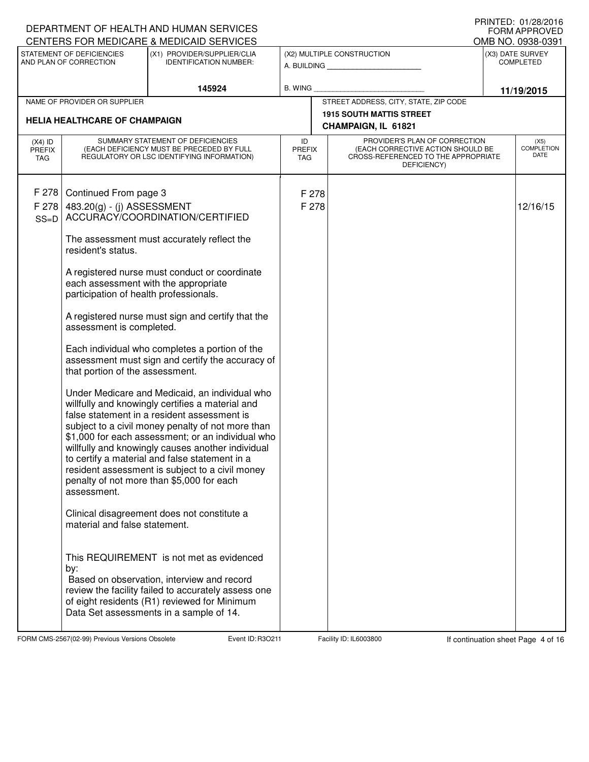DEPARTMENT OF HEALTH AND HUMAN SERVICES
CENTERS FOR MEDICARE & MEDICAID SERVICES

PRINTED: 01/28/2016
FORM APPROVED
OMB NO. 0938-0391

| STATEMENT OF DEFICIENCIES AND PLAN OF CORRECTION | (X1) PROVIDER/SUPPLIER/CLIA IDENTIFICATION NUMBER: | (X2) MULTIPLE CONSTRUCTION | (X3) DATE SURVEY COMPLETED |
|---|---|---|---|
| | 145924 | A. BUILDING ______ B. WING ______ | 11/19/2015 |

| NAME OF PROVIDER OR SUPPLIER | STREET ADDRESS, CITY, STATE, ZIP CODE |
|---|---|
| HELIA HEALTHCARE OF CHAMPAIGN | 1915 SOUTH MATTIS STREET CHAMPAIGN, IL 61821 |

| (X4) ID PREFIX TAG | SUMMARY STATEMENT OF DEFICIENCIES (EACH DEFICIENCY MUST BE PRECEDED BY FULL REGULATORY OR LSC IDENTIFYING INFORMATION) | ID PREFIX TAG | PROVIDER'S PLAN OF CORRECTION (EACH CORRECTIVE ACTION SHOULD BE CROSS-REFERENCED TO THE APPROPRIATE DEFICIENCY) | (X5) COMPLETION DATE |
|---|---|---|---|---|
| F 278 | Continued From page 3 | F 278 | | |
| F 278 SS=D | 483.20(g) - (j) ASSESSMENT ACCURACY/COORDINATION/CERTIFIED | F 278 | | 12/16/15 |

The assessment must accurately reflect the resident's status.

A registered nurse must conduct or coordinate each assessment with the appropriate participation of health professionals.

A registered nurse must sign and certify that the assessment is completed.

Each individual who completes a portion of the assessment must sign and certify the accuracy of that portion of the assessment.

Under Medicare and Medicaid, an individual who willfully and knowingly certifies a material and false statement in a resident assessment is subject to a civil money penalty of not more than $1,000 for each assessment; or an individual who willfully and knowingly causes another individual to certify a material and false statement in a resident assessment is subject to a civil money penalty of not more than $5,000 for each assessment.

Clinical disagreement does not constitute a material and false statement.

This REQUIREMENT is not met as evidenced by:

Based on observation, interview and record review the facility failed to accurately assess one of eight residents (R1) reviewed for Minimum Data Set assessments in a sample of 14.

FORM CMS-2567(02-99) Previous Versions Obsolete Event ID: R3O211 Facility ID: IL6003800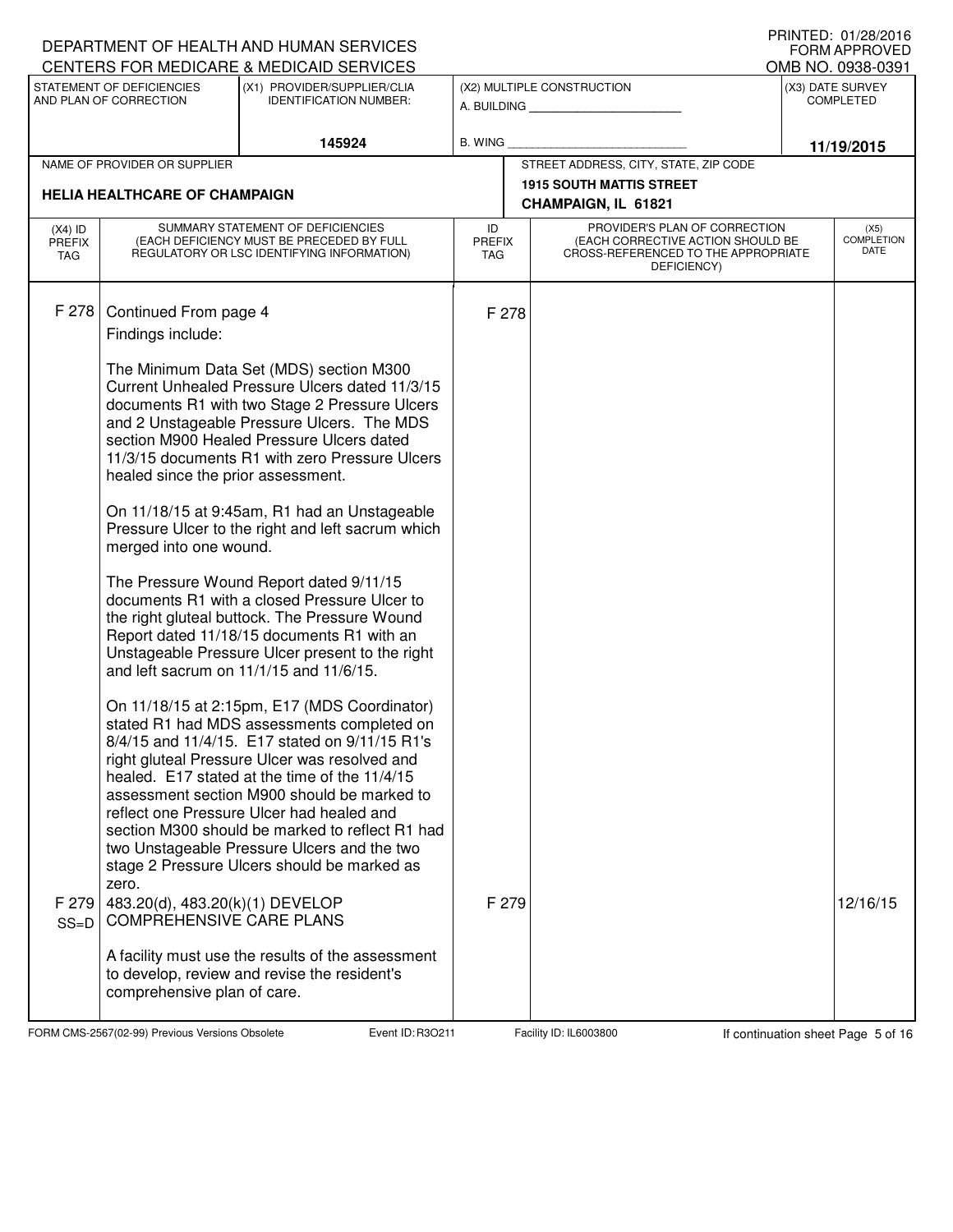DEPARTMENT OF HEALTH AND HUMAN SERVICES
CENTERS FOR MEDICARE & MEDICAID SERVICES

PRINTED: 01/28/2016
FORM APPROVED
OMB NO. 0938-0391

| STATEMENT OF DEFICIENCIES AND PLAN OF CORRECTION | (X1) PROVIDER/SUPPLIER/CLIA IDENTIFICATION NUMBER: | (X2) MULTIPLE CONSTRUCTION | (X3) DATE SURVEY COMPLETED |
|---|---|---|---|
| | 145924 | A. BUILDING ______ B. WING ______ | 11/19/2015 |

| NAME OF PROVIDER OR SUPPLIER | STREET ADDRESS, CITY, STATE, ZIP CODE |
|---|---|
| HELIA HEALTHCARE OF CHAMPAIGN | 1915 SOUTH MATTIS STREET CHAMPAIGN, IL 61821 |

| (X4) ID PREFIX TAG | SUMMARY STATEMENT OF DEFICIENCIES (EACH DEFICIENCY MUST BE PRECEDED BY FULL REGULATORY OR LSC IDENTIFYING INFORMATION) | ID PREFIX TAG | PROVIDER'S PLAN OF CORRECTION (EACH CORRECTIVE ACTION SHOULD BE CROSS-REFERENCED TO THE APPROPRIATE DEFICIENCY) | (X5) COMPLETION DATE |
|---|---|---|---|---|
| F 278 | Continued From page 4<br>Findings include:<br><br>The Minimum Data Set (MDS) section M300 Current Unhealed Pressure Ulcers dated 11/3/15 documents R1 with two Stage 2 Pressure Ulcers and 2 Unstageable Pressure Ulcers. The MDS section M900 Healed Pressure Ulcers dated 11/3/15 documents R1 with zero Pressure Ulcers healed since the prior assessment.<br><br>On 11/18/15 at 9:45am, R1 had an Unstageable Pressure Ulcer to the right and left sacrum which merged into one wound.<br><br>The Pressure Wound Report dated 9/11/15 documents R1 with a closed Pressure Ulcer to the right gluteal buttock. The Pressure Wound Report dated 11/18/15 documents R1 with an Unstageable Pressure Ulcer present to the right and left sacrum on 11/1/15 and 11/6/15.<br><br>On 11/18/15 at 2:15pm, E17 (MDS Coordinator) stated R1 had MDS assessments completed on 8/4/15 and 11/4/15. E17 stated on 9/11/15 R1's right gluteal Pressure Ulcer was resolved and healed. E17 stated at the time of the 11/4/15 assessment section M900 should be marked to reflect one Pressure Ulcer had healed and section M300 should be marked to reflect R1 had two Unstageable Pressure Ulcers and the two stage 2 Pressure Ulcers should be marked as zero. | F 278 | | |
| F 279 SS=D | 483.20(d), 483.20(k)(1) DEVELOP COMPREHENSIVE CARE PLANS<br><br>A facility must use the results of the assessment to develop, review and revise the resident's comprehensive plan of care. | F 279 | | 12/16/15 |

FORM CMS-2567(02-99) Previous Versions Obsolete Event ID: R3O211 Facility ID: IL6003800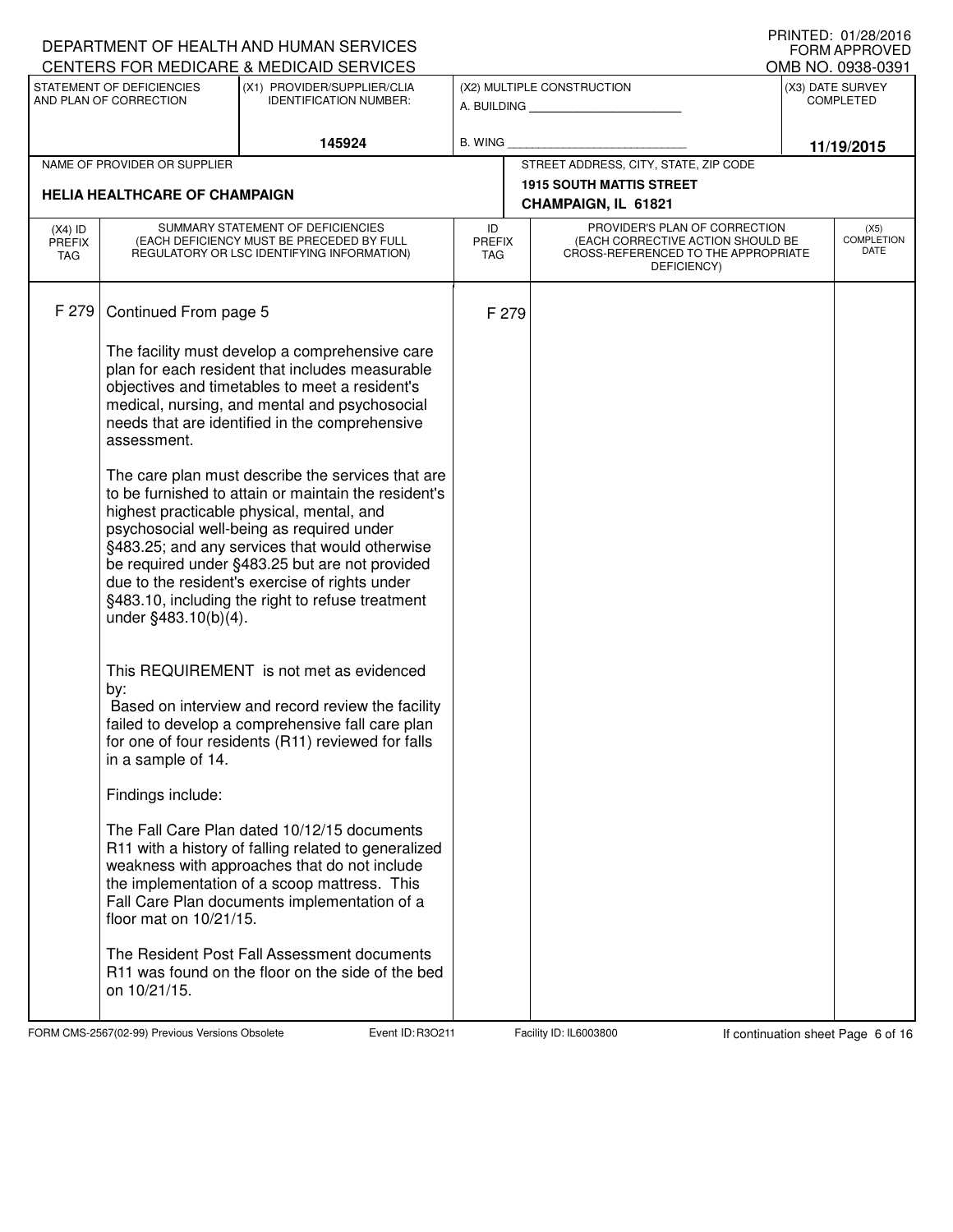DEPARTMENT OF HEALTH AND HUMAN SERVICES
CENTERS FOR MEDICARE & MEDICAID SERVICES

PRINTED: 01/28/2016
FORM APPROVED
OMB NO. 0938-0391

| STATEMENT OF DEFICIENCIES AND PLAN OF CORRECTION | (X1) PROVIDER/SUPPLIER/CLIA IDENTIFICATION NUMBER: | (X2) MULTIPLE CONSTRUCTION | (X3) DATE SURVEY COMPLETED |
|---|---|---|---|
| | 145924 | A. BUILDING ______ B. WING ______ | 11/19/2015 |

| NAME OF PROVIDER OR SUPPLIER | STREET ADDRESS, CITY, STATE, ZIP CODE |
|---|---|
| HELIA HEALTHCARE OF CHAMPAIGN | 1915 SOUTH MATTIS STREET, CHAMPAIGN, IL 61821 |

| (X4) ID PREFIX TAG | SUMMARY STATEMENT OF DEFICIENCIES (EACH DEFICIENCY MUST BE PRECEDED BY FULL REGULATORY OR LSC IDENTIFYING INFORMATION) | ID PREFIX TAG | PROVIDER'S PLAN OF CORRECTION (EACH CORRECTIVE ACTION SHOULD BE CROSS-REFERENCED TO THE APPROPRIATE DEFICIENCY) | (X5) COMPLETION DATE |
|---|---|---|---|---|
| F 279 | Continued From page 5 | F 279 | | |

The facility must develop a comprehensive care plan for each resident that includes measurable objectives and timetables to meet a resident's medical, nursing, and mental and psychosocial needs that are identified in the comprehensive assessment.

The care plan must describe the services that are to be furnished to attain or maintain the resident's highest practicable physical, mental, and psychosocial well-being as required under §483.25; and any services that would otherwise be required under §483.25 but are not provided due to the resident's exercise of rights under §483.10, including the right to refuse treatment under §483.10(b)(4).

This REQUIREMENT is not met as evidenced by:
Based on interview and record review the facility failed to develop a comprehensive fall care plan for one of four residents (R11) reviewed for falls in a sample of 14.

Findings include:

The Fall Care Plan dated 10/12/15 documents R11 with a history of falling related to generalized weakness with approaches that do not include the implementation of a scoop mattress. This Fall Care Plan documents implementation of a floor mat on 10/21/15.

The Resident Post Fall Assessment documents R11 was found on the floor on the side of the bed on 10/21/15.

FORM CMS-2567(02-99) Previous Versions Obsolete Event ID: R3O211 Facility ID: IL6003800 If continuation sheet Page 6 of 16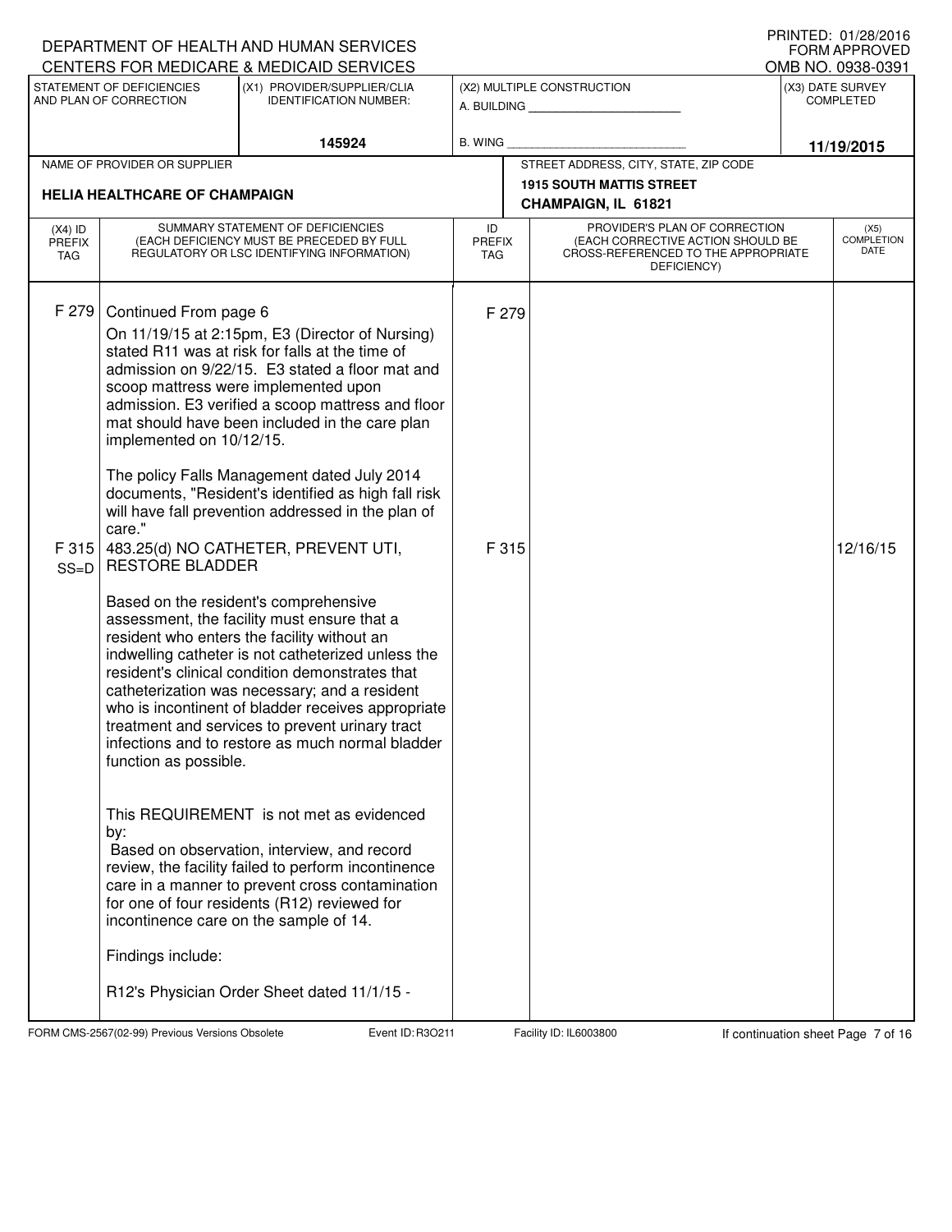DEPARTMENT OF HEALTH AND HUMAN SERVICES
CENTERS FOR MEDICARE & MEDICAID SERVICES

PRINTED: 01/28/2016
FORM APPROVED
OMB NO. 0938-0391

| STATEMENT OF DEFICIENCIES AND PLAN OF CORRECTION | (X1) PROVIDER/SUPPLIER/CLIA IDENTIFICATION NUMBER: | (X2) MULTIPLE CONSTRUCTION | (X3) DATE SURVEY COMPLETED |
|---|---|---|---|
| | 145924 | A. BUILDING ______ B. WING ______ | 11/19/2015 |

| NAME OF PROVIDER OR SUPPLIER | STREET ADDRESS, CITY, STATE, ZIP CODE |
|---|---|
| HELIA HEALTHCARE OF CHAMPAIGN | 1915 SOUTH MATTIS STREET CHAMPAIGN, IL 61821 |

| (X4) ID PREFIX TAG | SUMMARY STATEMENT OF DEFICIENCIES (EACH DEFICIENCY MUST BE PRECEDED BY FULL REGULATORY OR LSC IDENTIFYING INFORMATION) | ID PREFIX TAG | PROVIDER'S PLAN OF CORRECTION (EACH CORRECTIVE ACTION SHOULD BE CROSS-REFERENCED TO THE APPROPRIATE DEFICIENCY) | (X5) COMPLETION DATE |
|---|---|---|---|---|
| F 279 | Continued From page 6<br>On 11/19/15 at 2:15pm, E3 (Director of Nursing) stated R11 was at risk for falls at the time of admission on 9/22/15. E3 stated a floor mat and scoop mattress were implemented upon admission. E3 verified a scoop mattress and floor mat should have been included in the care plan implemented on 10/12/15.<br><br>The policy Falls Management dated July 2014 documents, "Resident's identified as high fall risk will have fall prevention addressed in the plan of care." | F 279 | | |
| F 315 SS=D | 483.25(d) NO CATHETER, PREVENT UTI, RESTORE BLADDER<br><br>Based on the resident's comprehensive assessment, the facility must ensure that a resident who enters the facility without an indwelling catheter is not catheterized unless the resident's clinical condition demonstrates that catheterization was necessary; and a resident who is incontinent of bladder receives appropriate treatment and services to prevent urinary tract infections and to restore as much normal bladder function as possible.<br><br>This REQUIREMENT is not met as evidenced by:<br>Based on observation, interview, and record review, the facility failed to perform incontinence care in a manner to prevent cross contamination for one of four residents (R12) reviewed for incontinence care on the sample of 14.<br><br>Findings include:<br><br>R12's Physician Order Sheet dated 11/1/15 - | F 315 | | 12/16/15 |

FORM CMS-2567(02-99) Previous Versions Obsolete Event ID: R3O211 Facility ID: IL6003800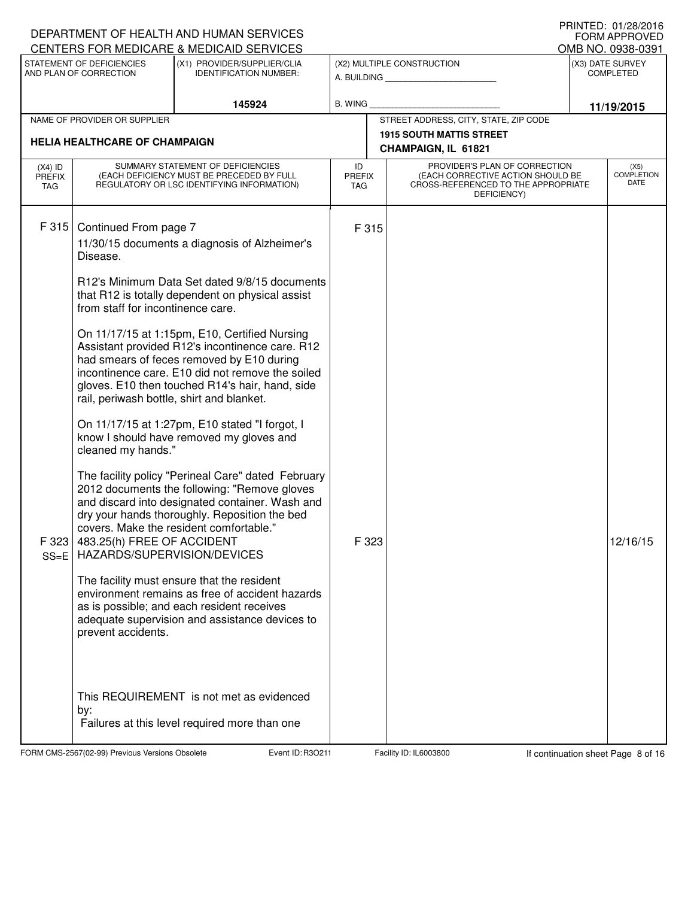DEPARTMENT OF HEALTH AND HUMAN SERVICES
CENTERS FOR MEDICARE & MEDICAID SERVICES

PRINTED: 01/28/2016
FORM APPROVED
OMB NO. 0938-0391

| STATEMENT OF DEFICIENCIES AND PLAN OF CORRECTION | (X1) PROVIDER/SUPPLIER/CLIA IDENTIFICATION NUMBER: | (X2) MULTIPLE CONSTRUCTION | (X3) DATE SURVEY COMPLETED |
|---|---|---|---|
| | 145924 | A. BUILDING ______ B. WING ______ | 11/19/2015 |

| NAME OF PROVIDER OR SUPPLIER | STREET ADDRESS, CITY, STATE, ZIP CODE |
|---|---|
| HELIA HEALTHCARE OF CHAMPAIGN | 1915 SOUTH MATTIS STREET CHAMPAIGN, IL 61821 |

| (X4) ID PREFIX TAG | SUMMARY STATEMENT OF DEFICIENCIES (EACH DEFICIENCY MUST BE PRECEDED BY FULL REGULATORY OR LSC IDENTIFYING INFORMATION) | ID PREFIX TAG | PROVIDER'S PLAN OF CORRECTION (EACH CORRECTIVE ACTION SHOULD BE CROSS-REFERENCED TO THE APPROPRIATE DEFICIENCY) | (X5) COMPLETION DATE |
|---|---|---|---|---|
| F 315 | Continued From page 7<br>11/30/15 documents a diagnosis of Alzheimer's Disease.<br><br>R12's Minimum Data Set dated 9/8/15 documents that R12 is totally dependent on physical assist from staff for incontinence care.<br><br>On 11/17/15 at 1:15pm, E10, Certified Nursing Assistant provided R12's incontinence care. R12 had smears of feces removed by E10 during incontinence care. E10 did not remove the soiled gloves. E10 then touched R14's hair, hand, side rail, periwash bottle, shirt and blanket.<br><br>On 11/17/15 at 1:27pm, E10 stated "I forgot, I know I should have removed my gloves and cleaned my hands."<br><br>The facility policy "Perineal Care" dated February 2012 documents the following: "Remove gloves and discard into designated container. Wash and dry your hands thoroughly. Reposition the bed covers. Make the resident comfortable." | F 315 | | |
| F 323 SS=E | 483.25(h) FREE OF ACCIDENT HAZARDS/SUPERVISION/DEVICES<br><br>The facility must ensure that the resident environment remains as free of accident hazards as is possible; and each resident receives adequate supervision and assistance devices to prevent accidents.<br><br>This REQUIREMENT is not met as evidenced by:<br>Failures at this level required more than one | F 323 | | 12/16/15 |

FORM CMS-2567(02-99) Previous Versions Obsolete | Event ID: R3O211 | Facility ID: IL6003800 | If continuation sheet Page 8 of 16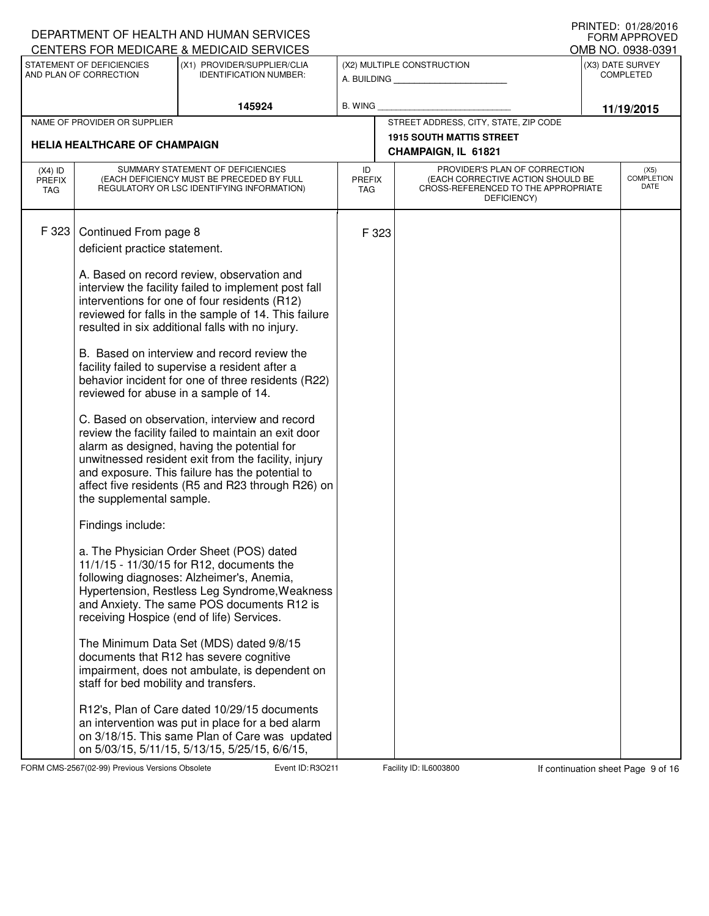DEPARTMENT OF HEALTH AND HUMAN SERVICES
CENTERS FOR MEDICARE & MEDICAID SERVICES

PRINTED: 01/28/2016
FORM APPROVED
OMB NO. 0938-0391

| STATEMENT OF DEFICIENCIES AND PLAN OF CORRECTION | (X1) PROVIDER/SUPPLIER/CLIA IDENTIFICATION NUMBER: | (X2) MULTIPLE CONSTRUCTION | (X3) DATE SURVEY COMPLETED |
|---|---|---|---|
| | 145924 | A. BUILDING ______ B. WING ______ | 11/19/2015 |

| NAME OF PROVIDER OR SUPPLIER | STREET ADDRESS, CITY, STATE, ZIP CODE |
|---|---|
| HELIA HEALTHCARE OF CHAMPAIGN | 1915 SOUTH MATTIS STREET CHAMPAIGN, IL 61821 |

| (X4) ID PREFIX TAG | SUMMARY STATEMENT OF DEFICIENCIES (EACH DEFICIENCY MUST BE PRECEDED BY FULL REGULATORY OR LSC IDENTIFYING INFORMATION) | ID PREFIX TAG | PROVIDER'S PLAN OF CORRECTION (EACH CORRECTIVE ACTION SHOULD BE CROSS-REFERENCED TO THE APPROPRIATE DEFICIENCY) | (X5) COMPLETION DATE |
|---|---|---|---|---|
| F 323 | Continued From page 8 | F 323 | | |

deficient practice statement.

A. Based on record review, observation and interview the facility failed to implement post fall interventions for one of four residents (R12) reviewed for falls in the sample of 14. This failure resulted in six additional falls with no injury.

B. Based on interview and record review the facility failed to supervise a resident after a behavior incident for one of three residents (R22) reviewed for abuse in a sample of 14.

C. Based on observation, interview and record review the facility failed to maintain an exit door alarm as designed, having the potential for unwitnessed resident exit from the facility, injury and exposure. This failure has the potential to affect five residents (R5 and R23 through R26) on the supplemental sample.

Findings include:

a. The Physician Order Sheet (POS) dated 11/1/15 - 11/30/15 for R12, documents the following diagnoses: Alzheimer's, Anemia, Hypertension, Restless Leg Syndrome, Weakness and Anxiety. The same POS documents R12 is receiving Hospice (end of life) Services.

The Minimum Data Set (MDS) dated 9/8/15 documents that R12 has severe cognitive impairment, does not ambulate, is dependent on staff for bed mobility and transfers.

R12's, Plan of Care dated 10/29/15 documents an intervention was put in place for a bed alarm on 3/18/15. This same Plan of Care was updated on 5/03/15, 5/11/15, 5/13/15, 5/25/15, 6/6/15,

FORM CMS-2567(02-99) Previous Versions Obsolete    Event ID: R3O211    Facility ID: IL6003800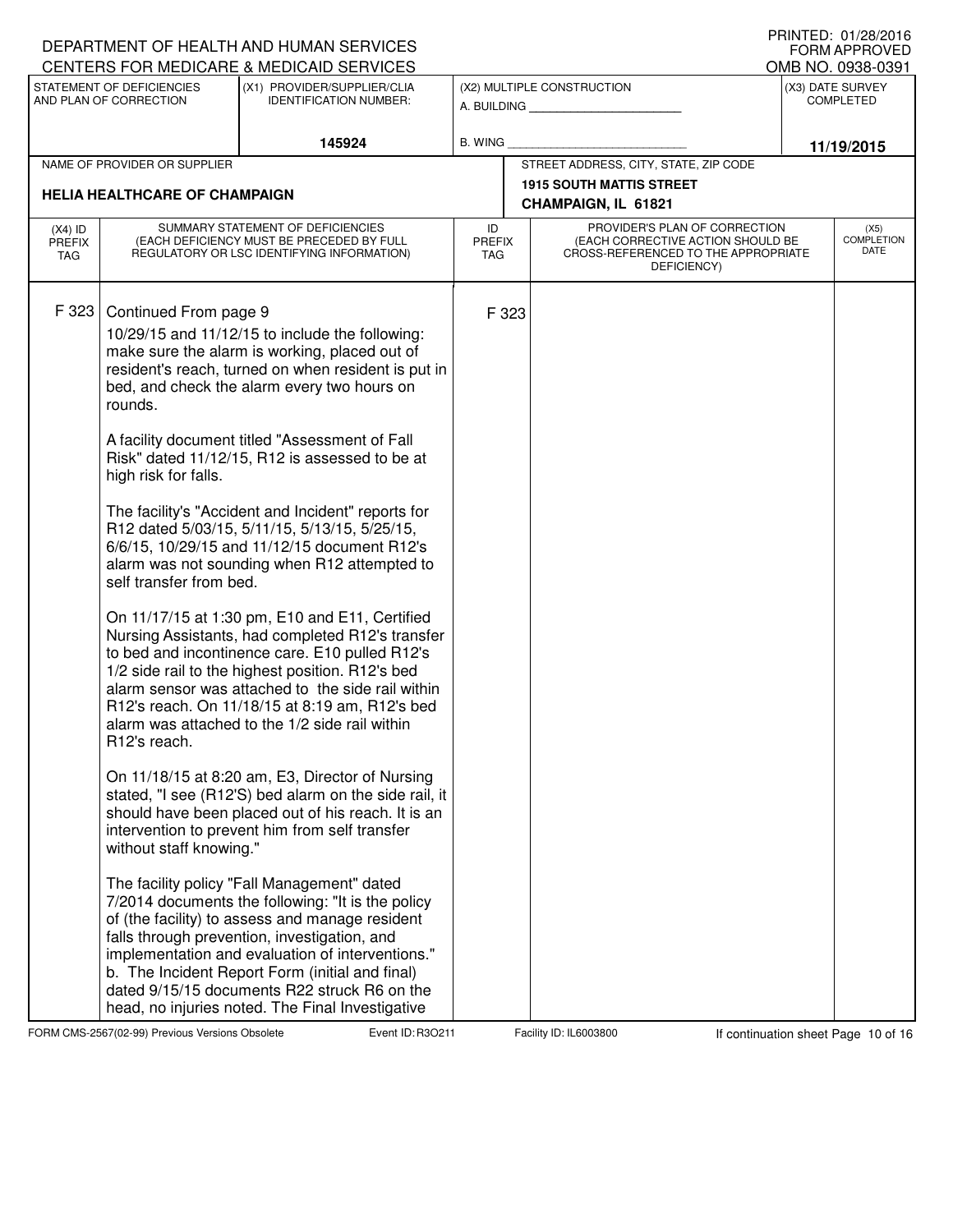DEPARTMENT OF HEALTH AND HUMAN SERVICES
CENTERS FOR MEDICARE & MEDICAID SERVICES

PRINTED: 01/28/2016
FORM APPROVED
OMB NO. 0938-0391

| STATEMENT OF DEFICIENCIES AND PLAN OF CORRECTION | (X1) PROVIDER/SUPPLIER/CLIA IDENTIFICATION NUMBER: | (X2) MULTIPLE CONSTRUCTION | (X3) DATE SURVEY COMPLETED |
|---|---|---|---|
| | 145924 | A. BUILDING ______ B. WING ______ | 11/19/2015 |

| NAME OF PROVIDER OR SUPPLIER | STREET ADDRESS, CITY, STATE, ZIP CODE |
|---|---|
| HELIA HEALTHCARE OF CHAMPAIGN | 1915 SOUTH MATTIS STREET CHAMPAIGN, IL 61821 |

| (X4) ID PREFIX TAG | SUMMARY STATEMENT OF DEFICIENCIES (EACH DEFICIENCY MUST BE PRECEDED BY FULL REGULATORY OR LSC IDENTIFYING INFORMATION) | ID PREFIX TAG | PROVIDER'S PLAN OF CORRECTION (EACH CORRECTIVE ACTION SHOULD BE CROSS-REFERENCED TO THE APPROPRIATE DEFICIENCY) | (X5) COMPLETION DATE |
|---|---|---|---|---|
| F 323 | Continued From page 9 | F 323 | | |

10/29/15 and 11/12/15 to include the following: make sure the alarm is working, placed out of resident's reach, turned on when resident is put in bed, and check the alarm every two hours on rounds.

A facility document titled "Assessment of Fall Risk" dated 11/12/15, R12 is assessed to be at high risk for falls.

The facility's "Accident and Incident" reports for R12 dated 5/03/15, 5/11/15, 5/13/15, 5/25/15, 6/6/15, 10/29/15 and 11/12/15 document R12's alarm was not sounding when R12 attempted to self transfer from bed.

On 11/17/15 at 1:30 pm, E10 and E11, Certified Nursing Assistants, had completed R12's transfer to bed and incontinence care. E10 pulled R12's 1/2 side rail to the highest position. R12's bed alarm sensor was attached to the side rail within R12's reach. On 11/18/15 at 8:19 am, R12's bed alarm was attached to the 1/2 side rail within R12's reach.

On 11/18/15 at 8:20 am, E3, Director of Nursing stated, "I see (R12'S) bed alarm on the side rail, it should have been placed out of his reach. It is an intervention to prevent him from self transfer without staff knowing."

The facility policy "Fall Management" dated 7/2014 documents the following: "It is the policy of (the facility) to assess and manage resident falls through prevention, investigation, and implementation and evaluation of interventions."

b. The Incident Report Form (initial and final) dated 9/15/15 documents R22 struck R6 on the head, no injuries noted. The Final Investigative

FORM CMS-2567(02-99) Previous Versions Obsolete    Event ID: R3O211    Facility ID: IL6003800    If continuation sheet Page 10 of 16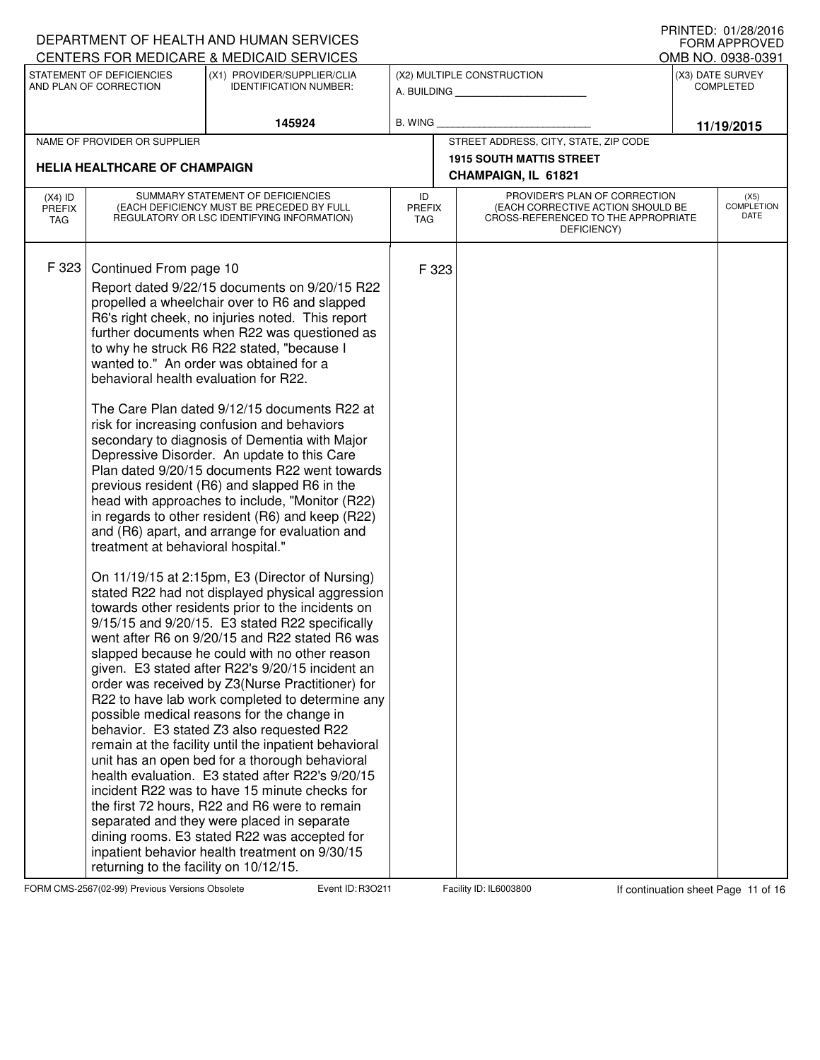DEPARTMENT OF HEALTH AND HUMAN SERVICES
CENTERS FOR MEDICARE & MEDICAID SERVICES

PRINTED: 01/28/2016
FORM APPROVED
OMB NO. 0938-0391

| STATEMENT OF DEFICIENCIES AND PLAN OF CORRECTION | (X1) PROVIDER/SUPPLIER/CLIA IDENTIFICATION NUMBER: | (X2) MULTIPLE CONSTRUCTION | (X3) DATE SURVEY COMPLETED |
|---|---|---|---|
| | 145924 | A. BUILDING ______ B. WING ______ | 11/19/2015 |

| NAME OF PROVIDER OR SUPPLIER | STREET ADDRESS, CITY, STATE, ZIP CODE |
|---|---|
| HELIA HEALTHCARE OF CHAMPAIGN | 1915 SOUTH MATTIS STREET CHAMPAIGN, IL 61821 |

| (X4) ID PREFIX TAG | SUMMARY STATEMENT OF DEFICIENCIES (EACH DEFICIENCY MUST BE PRECEDED BY FULL REGULATORY OR LSC IDENTIFYING INFORMATION) | ID PREFIX TAG | PROVIDER'S PLAN OF CORRECTION (EACH CORRECTIVE ACTION SHOULD BE CROSS-REFERENCED TO THE APPROPRIATE DEFICIENCY) | (X5) COMPLETION DATE |
|---|---|---|---|---|
| F 323 | Continued From page 10 | F 323 | | |

Report dated 9/22/15 documents on 9/20/15 R22 propelled a wheelchair over to R6 and slapped R6's right cheek, no injuries noted. This report further documents when R22 was questioned as to why he struck R6 R22 stated, "because I wanted to." An order was obtained for a behavioral health evaluation for R22.

The Care Plan dated 9/12/15 documents R22 at risk for increasing confusion and behaviors secondary to diagnosis of Dementia with Major Depressive Disorder. An update to this Care Plan dated 9/20/15 documents R22 went towards previous resident (R6) and slapped R6 in the head with approaches to include, "Monitor (R22) in regards to other resident (R6) and keep (R22) and (R6) apart, and arrange for evaluation and treatment at behavioral hospital."

On 11/19/15 at 2:15pm, E3 (Director of Nursing) stated R22 had not displayed physical aggression towards other residents prior to the incidents on 9/15/15 and 9/20/15. E3 stated R22 specifically went after R6 on 9/20/15 and R22 stated R6 was slapped because he could with no other reason given. E3 stated after R22's 9/20/15 incident an order was received by Z3(Nurse Practitioner) for R22 to have lab work completed to determine any possible medical reasons for the change in behavior. E3 stated Z3 also requested R22 remain at the facility until the inpatient behavioral unit has an open bed for a thorough behavioral health evaluation. E3 stated after R22's 9/20/15 incident R22 was to have 15 minute checks for the first 72 hours, R22 and R6 were to remain separated and they were placed in separate dining rooms. E3 stated R22 was accepted for inpatient behavior health treatment on 9/30/15 returning to the facility on 10/12/15.

FORM CMS-2567(02-99) Previous Versions Obsolete Event ID: R3O211 Facility ID: IL6003800 If continuation sheet Page 11 of 16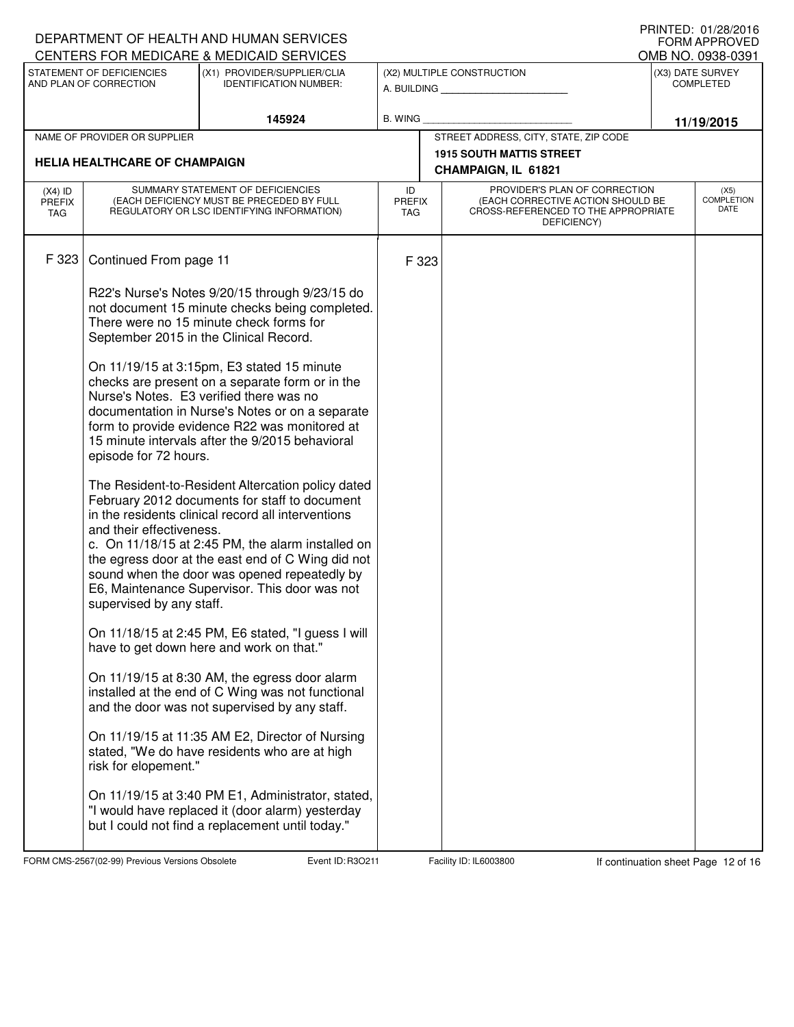DEPARTMENT OF HEALTH AND HUMAN SERVICES
CENTERS FOR MEDICARE & MEDICAID SERVICES

PRINTED: 01/28/2016
FORM APPROVED
OMB NO. 0938-0391

| STATEMENT OF DEFICIENCIES AND PLAN OF CORRECTION | (X1) PROVIDER/SUPPLIER/CLIA IDENTIFICATION NUMBER: | (X2) MULTIPLE CONSTRUCTION | (X3) DATE SURVEY COMPLETED |
|---|---|---|---|
| | 145924 | A. BUILDING ______ B. WING ______ | 11/19/2015 |

| NAME OF PROVIDER OR SUPPLIER | STREET ADDRESS, CITY, STATE, ZIP CODE |
|---|---|
| HELIA HEALTHCARE OF CHAMPAIGN | 1915 SOUTH MATTIS STREET CHAMPAIGN, IL 61821 |

| (X4) ID PREFIX TAG | SUMMARY STATEMENT OF DEFICIENCIES (EACH DEFICIENCY MUST BE PRECEDED BY FULL REGULATORY OR LSC IDENTIFYING INFORMATION) | ID PREFIX TAG | PROVIDER'S PLAN OF CORRECTION (EACH CORRECTIVE ACTION SHOULD BE CROSS-REFERENCED TO THE APPROPRIATE DEFICIENCY) | (X5) COMPLETION DATE |
|---|---|---|---|---|
| F 323 | Continued From page 11 | F 323 | | |

R22's Nurse's Notes 9/20/15 through 9/23/15 do not document 15 minute checks being completed. There were no 15 minute check forms for September 2015 in the Clinical Record.

On 11/19/15 at 3:15pm, E3 stated 15 minute checks are present on a separate form or in the Nurse's Notes. E3 verified there was no documentation in Nurse's Notes or on a separate form to provide evidence R22 was monitored at 15 minute intervals after the 9/2015 behavioral episode for 72 hours.

The Resident-to-Resident Altercation policy dated February 2012 documents for staff to document in the residents clinical record all interventions and their effectiveness.

c. On 11/18/15 at 2:45 PM, the alarm installed on the egress door at the east end of C Wing did not sound when the door was opened repeatedly by E6, Maintenance Supervisor. This door was not supervised by any staff.

On 11/18/15 at 2:45 PM, E6 stated, "I guess I will have to get down here and work on that."

On 11/19/15 at 8:30 AM, the egress door alarm installed at the end of C Wing was not functional and the door was not supervised by any staff.

On 11/19/15 at 11:35 AM E2, Director of Nursing stated, "We do have residents who are at high risk for elopement."

On 11/19/15 at 3:40 PM E1, Administrator, stated, "I would have replaced it (door alarm) yesterday but I could not find a replacement until today."

FORM CMS-2567(02-99) Previous Versions Obsolete | Event ID: R3O211 | Facility ID: IL6003800 | If continuation sheet Page 12 of 16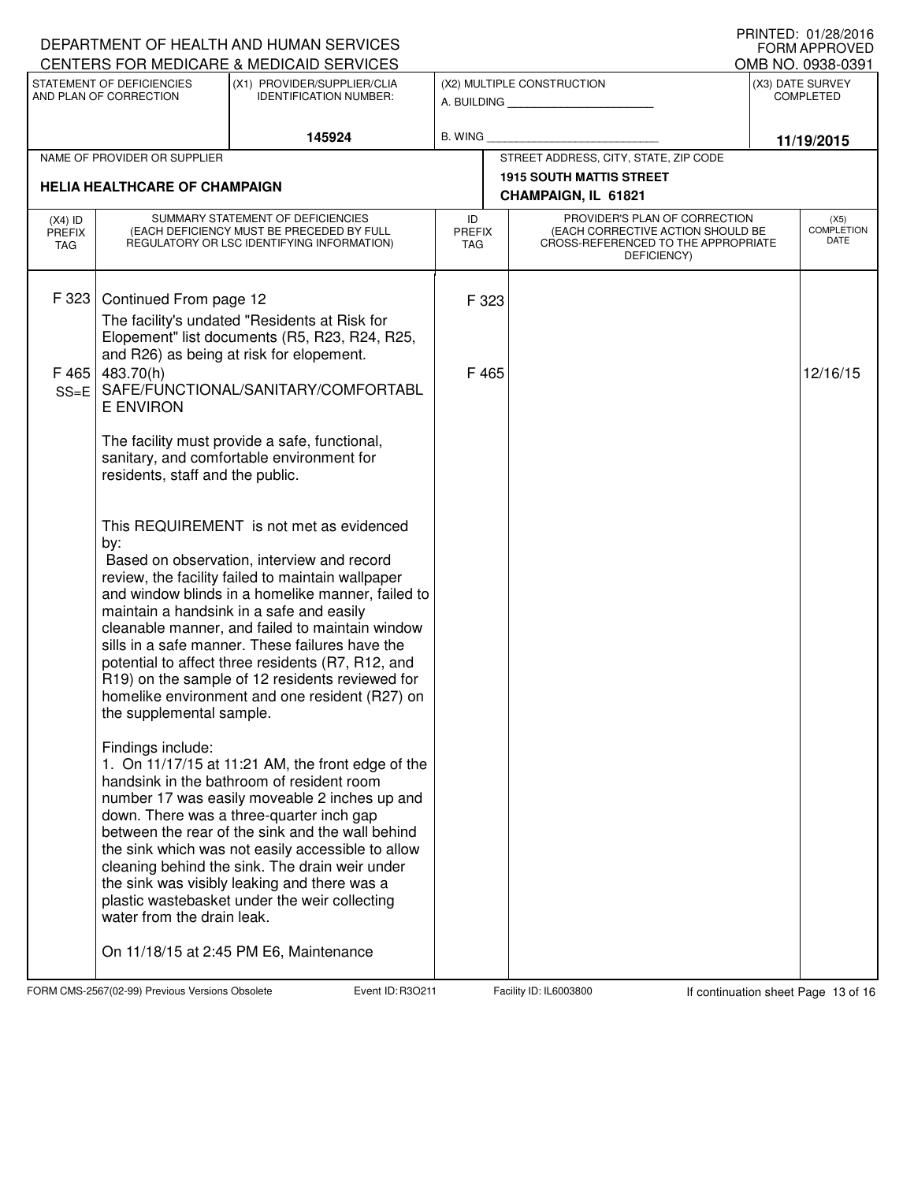DEPARTMENT OF HEALTH AND HUMAN SERVICES
CENTERS FOR MEDICARE & MEDICAID SERVICES

PRINTED: 01/28/2016
FORM APPROVED
OMB NO. 0938-0391

| STATEMENT OF DEFICIENCIES AND PLAN OF CORRECTION | (X1) PROVIDER/SUPPLIER/CLIA IDENTIFICATION NUMBER: | (X2) MULTIPLE CONSTRUCTION | (X3) DATE SURVEY COMPLETED |
|---|---|---|---|
| | 145924 | A. BUILDING ______ B. WING ______ | 11/19/2015 |

| NAME OF PROVIDER OR SUPPLIER | STREET ADDRESS, CITY, STATE, ZIP CODE |
|---|---|
| HELIA HEALTHCARE OF CHAMPAIGN | 1915 SOUTH MATTIS STREET CHAMPAIGN, IL 61821 |

| (X4) ID PREFIX TAG | SUMMARY STATEMENT OF DEFICIENCIES (EACH DEFICIENCY MUST BE PRECEDED BY FULL REGULATORY OR LSC IDENTIFYING INFORMATION) | ID PREFIX TAG | PROVIDER'S PLAN OF CORRECTION (EACH CORRECTIVE ACTION SHOULD BE CROSS-REFERENCED TO THE APPROPRIATE DEFICIENCY) | (X5) COMPLETION DATE |
|---|---|---|---|---|
| F 323 | Continued From page 12<br>The facility's undated "Residents at Risk for Elopement" list documents (R5, R23, R24, R25, and R26) as being at risk for elopement. | F 323 | | |
| F 465 SS=E | 483.70(h) SAFE/FUNCTIONAL/SANITARY/COMFORTABLE ENVIRON<br><br>The facility must provide a safe, functional, sanitary, and comfortable environment for residents, staff and the public.<br><br>This REQUIREMENT is not met as evidenced by:<br>Based on observation, interview and record review, the facility failed to maintain wallpaper and window blinds in a homelike manner, failed to maintain a handsink in a safe and easily cleanable manner, and failed to maintain window sills in a safe manner. These failures have the potential to affect three residents (R7, R12, and R19) on the sample of 12 residents reviewed for homelike environment and one resident (R27) on the supplemental sample.<br><br>Findings include:<br>1. On 11/17/15 at 11:21 AM, the front edge of the handsink in the bathroom of resident room number 17 was easily moveable 2 inches up and down. There was a three-quarter inch gap between the rear of the sink and the wall behind the sink which was not easily accessible to allow cleaning behind the sink. The drain weir under the sink was visibly leaking and there was a plastic wastebasket under the weir collecting water from the drain leak.<br><br>On 11/18/15 at 2:45 PM E6, Maintenance | F 465 | | 12/16/15 |

FORM CMS-2567(02-99) Previous Versions Obsolete Event ID: R3O211 Facility ID: IL6003800 If continuation sheet Page 13 of 16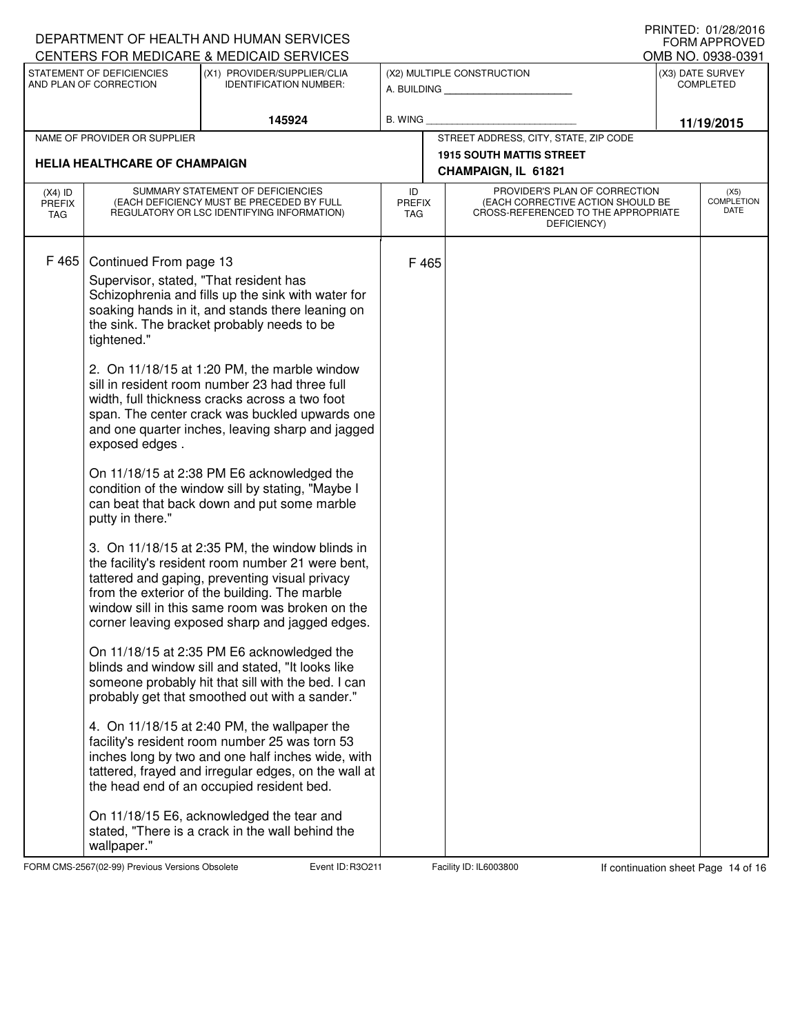DEPARTMENT OF HEALTH AND HUMAN SERVICES
CENTERS FOR MEDICARE & MEDICAID SERVICES

PRINTED: 01/28/2016
FORM APPROVED
OMB NO. 0938-0391

| STATEMENT OF DEFICIENCIES AND PLAN OF CORRECTION | (X1) PROVIDER/SUPPLIER/CLIA IDENTIFICATION NUMBER: | (X2) MULTIPLE CONSTRUCTION | (X3) DATE SURVEY COMPLETED |
|---|---|---|---|
| | 145924 | A. BUILDING ______ B. WING ______ | 11/19/2015 |

| NAME OF PROVIDER OR SUPPLIER | STREET ADDRESS, CITY, STATE, ZIP CODE |
|---|---|
| HELIA HEALTHCARE OF CHAMPAIGN | 1915 SOUTH MATTIS STREET CHAMPAIGN, IL 61821 |

| (X4) ID PREFIX TAG | SUMMARY STATEMENT OF DEFICIENCIES (EACH DEFICIENCY MUST BE PRECEDED BY FULL REGULATORY OR LSC IDENTIFYING INFORMATION) | ID PREFIX TAG | PROVIDER'S PLAN OF CORRECTION (EACH CORRECTIVE ACTION SHOULD BE CROSS-REFERENCED TO THE APPROPRIATE DEFICIENCY) | (X5) COMPLETION DATE |
|---|---|---|---|---|
| F 465 | Continued From page 13<br>Supervisor, stated, "That resident has Schizophrenia and fills up the sink with water for soaking hands in it, and stands there leaning on the sink. The bracket probably needs to be tightened."<br><br>2. On 11/18/15 at 1:20 PM, the marble window sill in resident room number 23 had three full width, full thickness cracks across a two foot span. The center crack was buckled upwards one and one quarter inches, leaving sharp and jagged exposed edges .<br><br>On 11/18/15 at 2:38 PM E6 acknowledged the condition of the window sill by stating, "Maybe I can beat that back down and put some marble putty in there."<br><br>3. On 11/18/15 at 2:35 PM, the window blinds in the facility's resident room number 21 were bent, tattered and gaping, preventing visual privacy from the exterior of the building. The marble window sill in this same room was broken on the corner leaving exposed sharp and jagged edges.<br><br>On 11/18/15 at 2:35 PM E6 acknowledged the blinds and window sill and stated, "It looks like someone probably hit that sill with the bed. I can probably get that smoothed out with a sander."<br><br>4. On 11/18/15 at 2:40 PM, the wallpaper the facility's resident room number 25 was torn 53 inches long by two and one half inches wide, with tattered, frayed and irregular edges, on the wall at the head end of an occupied resident bed.<br><br>On 11/18/15 E6, acknowledged the tear and stated, "There is a crack in the wall behind the wallpaper." | F 465 | | |

FORM CMS-2567(02-99) Previous Versions Obsolete | Event ID: R3O211 | Facility ID: IL6003800 | If continuation sheet Page 14 of 16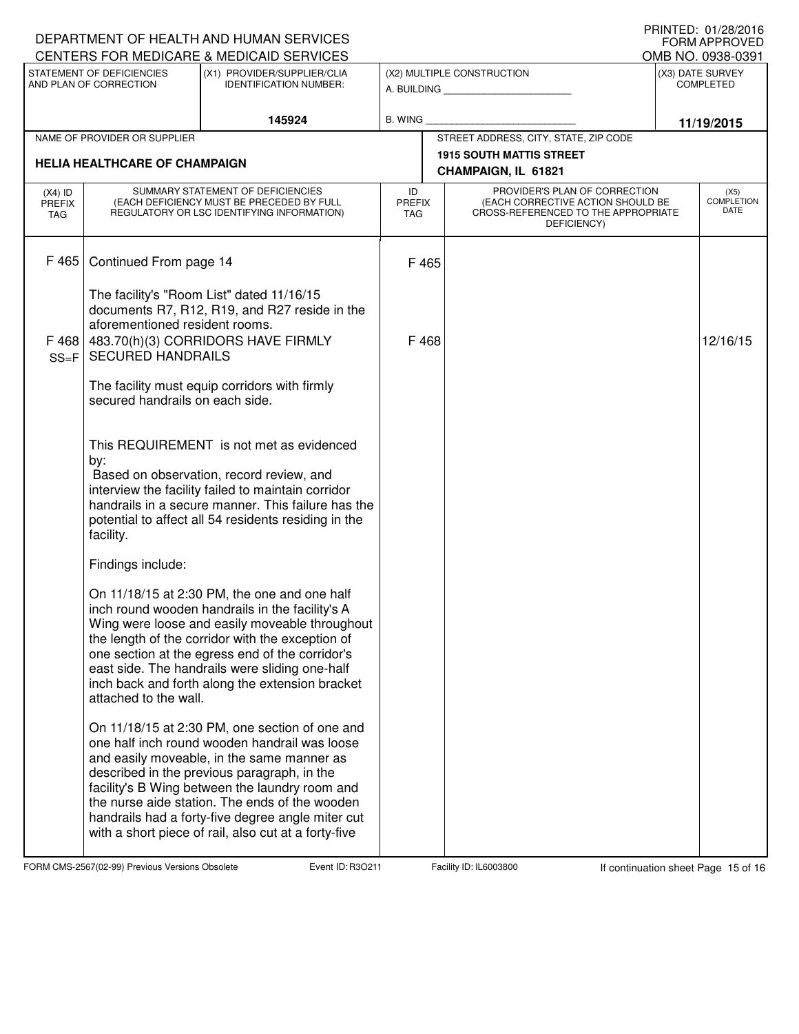DEPARTMENT OF HEALTH AND HUMAN SERVICES
CENTERS FOR MEDICARE & MEDICAID SERVICES

PRINTED: 01/28/2016
FORM APPROVED
OMB NO. 0938-0391

| STATEMENT OF DEFICIENCIES AND PLAN OF CORRECTION | (X1) PROVIDER/SUPPLIER/CLIA IDENTIFICATION NUMBER: | (X2) MULTIPLE CONSTRUCTION | (X3) DATE SURVEY COMPLETED |
|---|---|---|---|
| | 145924 | A. BUILDING ______ B. WING ______ | 11/19/2015 |

| NAME OF PROVIDER OR SUPPLIER | STREET ADDRESS, CITY, STATE, ZIP CODE |
|---|---|
| HELIA HEALTHCARE OF CHAMPAIGN | 1915 SOUTH MATTIS STREET CHAMPAIGN, IL 61821 |

| (X4) ID PREFIX TAG | SUMMARY STATEMENT OF DEFICIENCIES (EACH DEFICIENCY MUST BE PRECEDED BY FULL REGULATORY OR LSC IDENTIFYING INFORMATION) | ID PREFIX TAG | PROVIDER'S PLAN OF CORRECTION (EACH CORRECTIVE ACTION SHOULD BE CROSS-REFERENCED TO THE APPROPRIATE DEFICIENCY) | (X5) COMPLETION DATE |
|---|---|---|---|---|
| F 465 | Continued From page 14<br><br>The facility's "Room List" dated 11/16/15 documents R7, R12, R19, and R27 reside in the aforementioned resident rooms. | F 465 | | |
| F 468 SS=F | 483.70(h)(3) CORRIDORS HAVE FIRMLY SECURED HANDRAILS<br><br>The facility must equip corridors with firmly secured handrails on each side.<br><br>This REQUIREMENT is not met as evidenced by:<br>Based on observation, record review, and interview the facility failed to maintain corridor handrails in a secure manner. This failure has the potential to affect all 54 residents residing in the facility.<br><br>Findings include:<br><br>On 11/18/15 at 2:30 PM, the one and one half inch round wooden handrails in the facility's A Wing were loose and easily moveable throughout the length of the corridor with the exception of one section at the egress end of the corridor's east side. The handrails were sliding one-half inch back and forth along the extension bracket attached to the wall.<br><br>On 11/18/15 at 2:30 PM, one section of one and one half inch round wooden handrail was loose and easily moveable, in the same manner as described in the previous paragraph, in the facility's B Wing between the laundry room and the nurse aide station. The ends of the wooden handrails had a forty-five degree angle miter cut with a short piece of rail, also cut at a forty-five | F 468 | | 12/16/15 |

FORM CMS-2567(02-99) Previous Versions Obsolete    Event ID: R3O211    Facility ID: IL6003800    If continuation sheet Page 15 of 16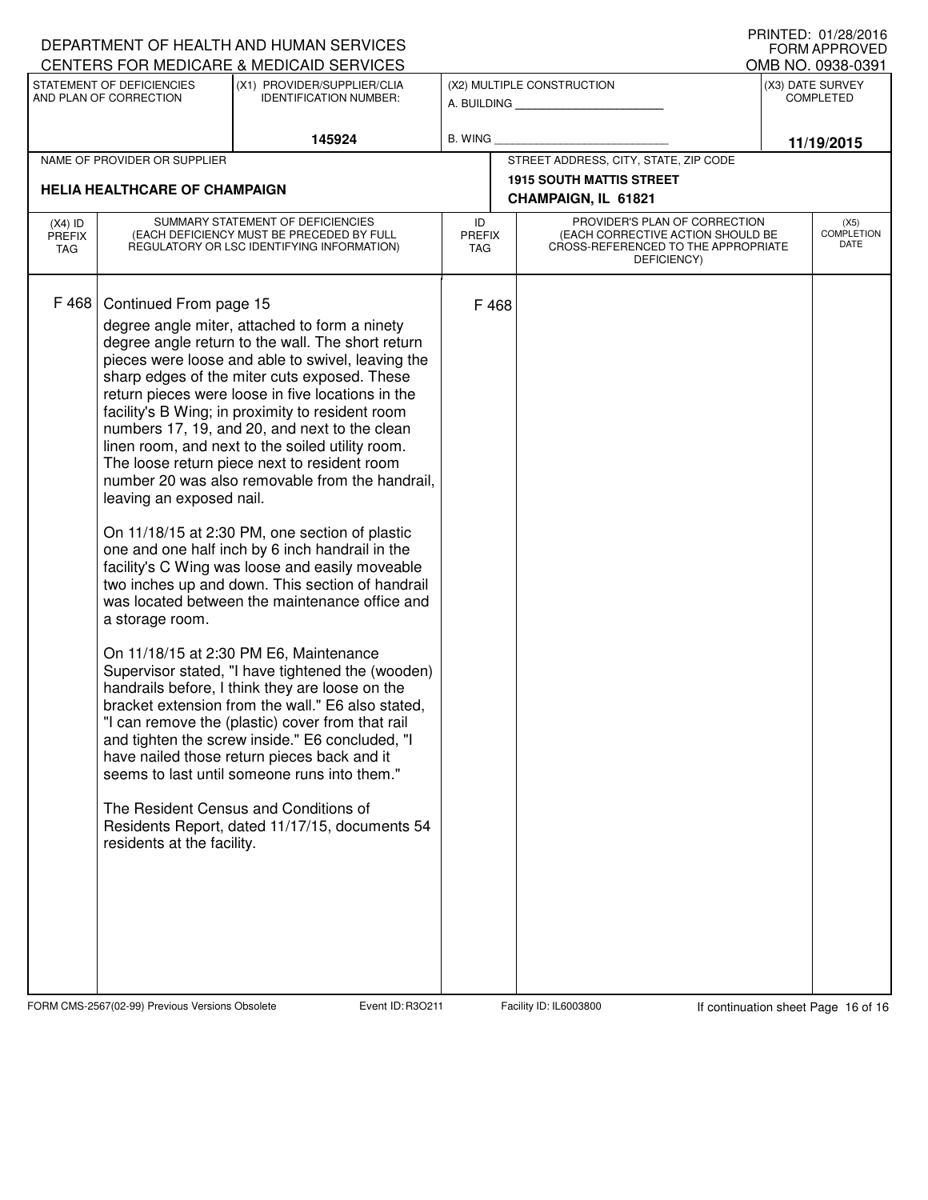DEPARTMENT OF HEALTH AND HUMAN SERVICES
CENTERS FOR MEDICARE & MEDICAID SERVICES

PRINTED: 01/28/2016
FORM APPROVED
OMB NO. 0938-0391

| STATEMENT OF DEFICIENCIES AND PLAN OF CORRECTION | (X1) PROVIDER/SUPPLIER/CLIA IDENTIFICATION NUMBER: | (X2) MULTIPLE CONSTRUCTION | (X3) DATE SURVEY COMPLETED |
|---|---|---|---|
| | 145924 | A. BUILDING ______ B. WING ______ | 11/19/2015 |

| NAME OF PROVIDER OR SUPPLIER | STREET ADDRESS, CITY, STATE, ZIP CODE |
|---|---|
| HELIA HEALTHCARE OF CHAMPAIGN | 1915 SOUTH MATTIS STREET CHAMPAIGN, IL 61821 |

| (X4) ID PREFIX TAG | SUMMARY STATEMENT OF DEFICIENCIES (EACH DEFICIENCY MUST BE PRECEDED BY FULL REGULATORY OR LSC IDENTIFYING INFORMATION) | ID PREFIX TAG | PROVIDER'S PLAN OF CORRECTION (EACH CORRECTIVE ACTION SHOULD BE CROSS-REFERENCED TO THE APPROPRIATE DEFICIENCY) | (X5) COMPLETION DATE |
|---|---|---|---|---|
| F 468 | Continued From page 15<br>degree angle miter, attached to form a ninety degree angle return to the wall. The short return pieces were loose and able to swivel, leaving the sharp edges of the miter cuts exposed. These return pieces were loose in five locations in the facility's B Wing; in proximity to resident room numbers 17, 19, and 20, and next to the clean linen room, and next to the soiled utility room. The loose return piece next to resident room number 20 was also removable from the handrail, leaving an exposed nail.<br><br>On 11/18/15 at 2:30 PM, one section of plastic one and one half inch by 6 inch handrail in the facility's C Wing was loose and easily moveable two inches up and down. This section of handrail was located between the maintenance office and a storage room.<br><br>On 11/18/15 at 2:30 PM E6, Maintenance Supervisor stated, "I have tightened the (wooden) handrails before, I think they are loose on the bracket extension from the wall." E6 also stated, "I can remove the (plastic) cover from that rail and tighten the screw inside." E6 concluded, "I have nailed those return pieces back and it seems to last until someone runs into them."<br><br>The Resident Census and Conditions of Residents Report, dated 11/17/15, documents 54 residents at the facility. | F 468 | | |

FORM CMS-2567(02-99) Previous Versions Obsolete    Event ID: R3O211    Facility ID: IL6003800